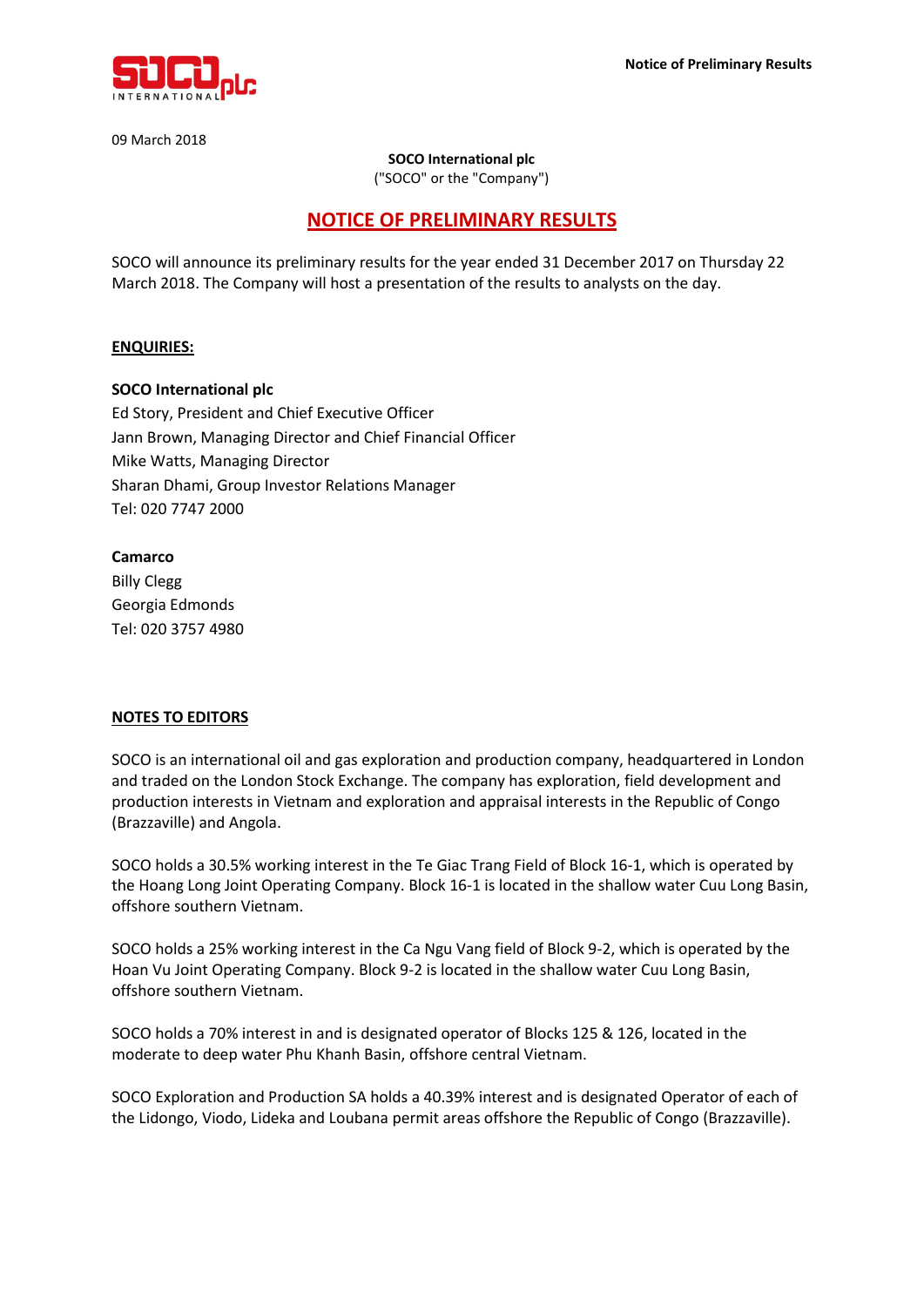09 March 2018

**SOCO International plc**
("SOCO" or the "Company")

# NOTICE OF PRELIMINARY RESULTS

SOCO will announce its preliminary results for the year ended 31 December 2017 on Thursday 22 March 2018. The Company will host a presentation of the results to analysts on the day.

**ENQUIRIES:**

**SOCO International plc**
Ed Story, President and Chief Executive Officer
Jann Brown, Managing Director and Chief Financial Officer
Mike Watts, Managing Director
Sharan Dhami, Group Investor Relations Manager
Tel: 020 7747 2000

**Camarco**
Billy Clegg
Georgia Edmonds
Tel: 020 3757 4980

**NOTES TO EDITORS**

SOCO is an international oil and gas exploration and production company, headquartered in London and traded on the London Stock Exchange. The company has exploration, field development and production interests in Vietnam and exploration and appraisal interests in the Republic of Congo (Brazzaville) and Angola.

SOCO holds a 30.5% working interest in the Te Giac Trang Field of Block 16-1, which is operated by the Hoang Long Joint Operating Company. Block 16-1 is located in the shallow water Cuu Long Basin, offshore southern Vietnam.

SOCO holds a 25% working interest in the Ca Ngu Vang field of Block 9-2, which is operated by the Hoan Vu Joint Operating Company. Block 9-2 is located in the shallow water Cuu Long Basin, offshore southern Vietnam.

SOCO holds a 70% interest in and is designated operator of Blocks 125 & 126, located in the moderate to deep water Phu Khanh Basin, offshore central Vietnam.

SOCO Exploration and Production SA holds a 40.39% interest and is designated Operator of each of the Lidongo, Viodo, Lideka and Loubana permit areas offshore the Republic of Congo (Brazzaville).